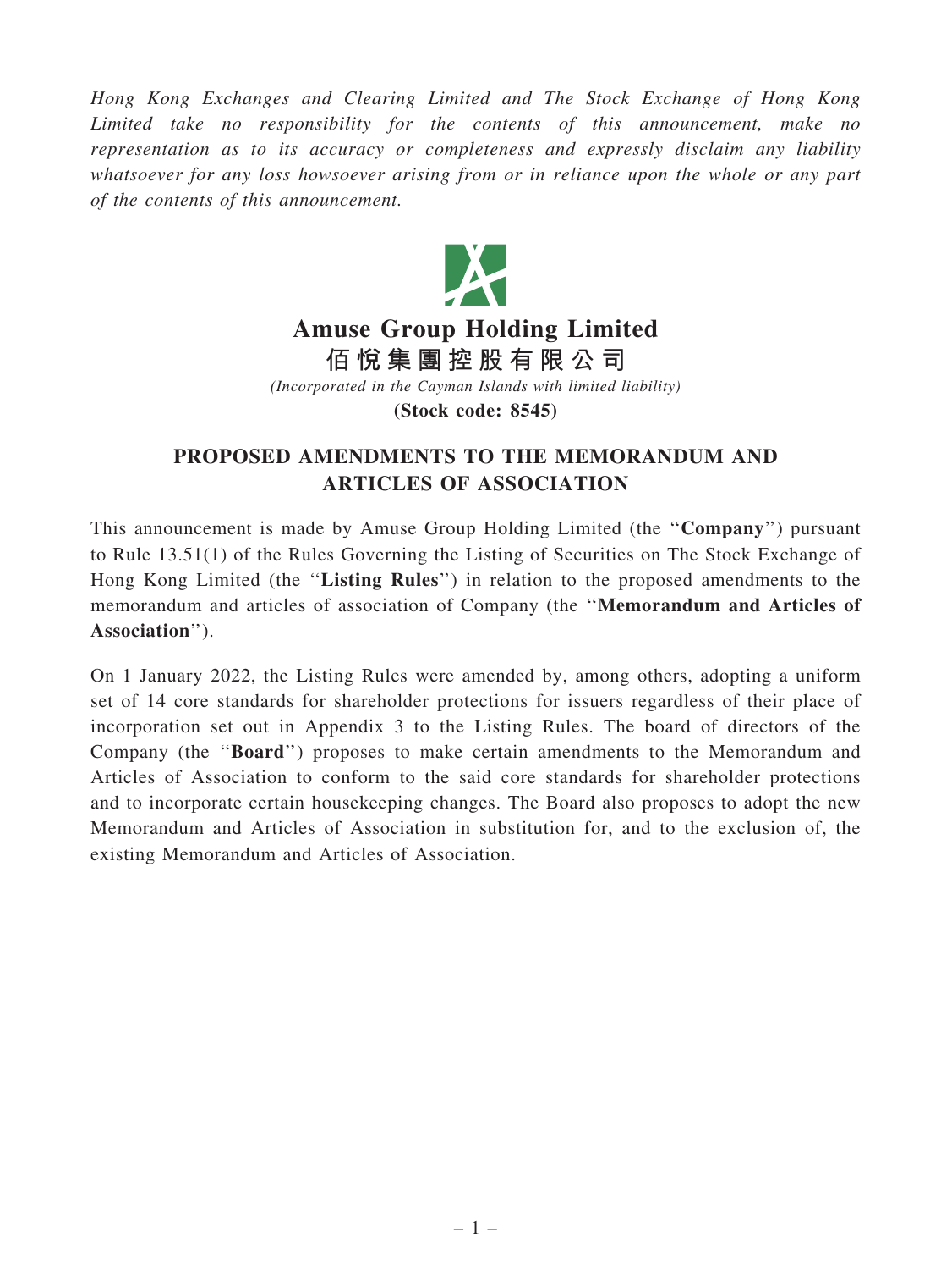*Hong Kong Exchanges and Clearing Limited and The Stock Exchange of Hong Kong Limited take no responsibility for the contents of this announcement, make no representation as to its accuracy or completeness and expressly disclaim any liability whatsoever for any loss howsoever arising from or in reliance upon the whole or any part of the contents of this announcement.*

# Amuse Group Holding Limited
# 佰悅集團控股有限公司

*(Incorporated in the Cayman Islands with limited liability)*

**(Stock code: 8545)**

## PROPOSED AMENDMENTS TO THE MEMORANDUM AND ARTICLES OF ASSOCIATION

This announcement is made by Amuse Group Holding Limited (the "**Company**") pursuant to Rule 13.51(1) of the Rules Governing the Listing of Securities on The Stock Exchange of Hong Kong Limited (the "**Listing Rules**") in relation to the proposed amendments to the memorandum and articles of association of Company (the "**Memorandum and Articles of Association**").

On 1 January 2022, the Listing Rules were amended by, among others, adopting a uniform set of 14 core standards for shareholder protections for issuers regardless of their place of incorporation set out in Appendix 3 to the Listing Rules. The board of directors of the Company (the "**Board**") proposes to make certain amendments to the Memorandum and Articles of Association to conform to the said core standards for shareholder protections and to incorporate certain housekeeping changes. The Board also proposes to adopt the new Memorandum and Articles of Association in substitution for, and to the exclusion of, the existing Memorandum and Articles of Association.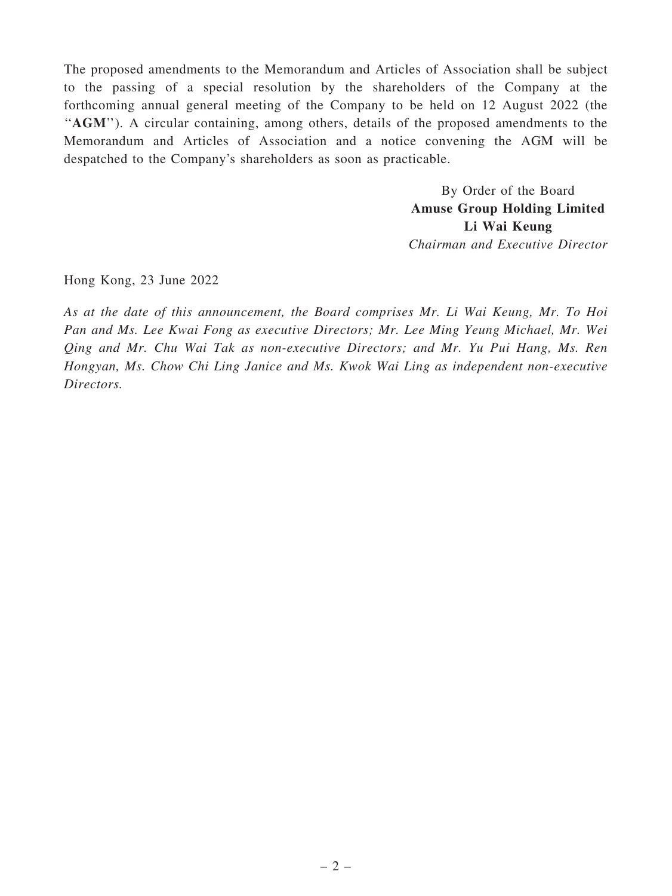The proposed amendments to the Memorandum and Articles of Association shall be subject to the passing of a special resolution by the shareholders of the Company at the forthcoming annual general meeting of the Company to be held on 12 August 2022 (the "**AGM**"). A circular containing, among others, details of the proposed amendments to the Memorandum and Articles of Association and a notice convening the AGM will be despatched to the Company's shareholders as soon as practicable.

By Order of the Board
**Amuse Group Holding Limited**
**Li Wai Keung**
*Chairman and Executive Director*

Hong Kong, 23 June 2022

*As at the date of this announcement, the Board comprises Mr. Li Wai Keung, Mr. To Hoi Pan and Ms. Lee Kwai Fong as executive Directors; Mr. Lee Ming Yeung Michael, Mr. Wei Qing and Mr. Chu Wai Tak as non-executive Directors; and Mr. Yu Pui Hang, Ms. Ren Hongyan, Ms. Chow Chi Ling Janice and Ms. Kwok Wai Ling as independent non-executive Directors.*